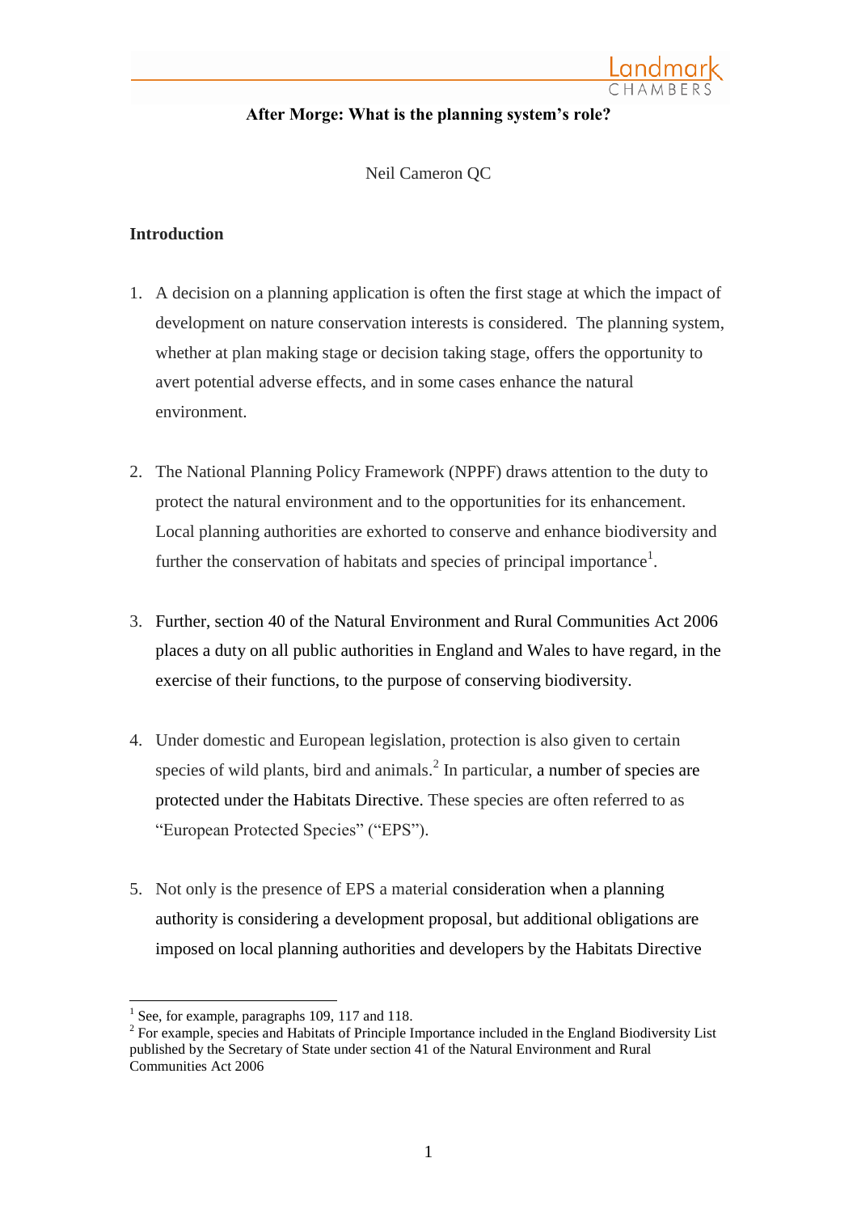# After Morge: What is the planning system's role?

Neil Cameron QC

## Introduction

1. A decision on a planning application is often the first stage at which the impact of development on nature conservation interests is considered. The planning system, whether at plan making stage or decision taking stage, offers the opportunity to avert potential adverse effects, and in some cases enhance the natural environment.

2. The National Planning Policy Framework (NPPF) draws attention to the duty to protect the natural environment and to the opportunities for its enhancement. Local planning authorities are exhorted to conserve and enhance biodiversity and further the conservation of habitats and species of principal importance[1].

3. Further, section 40 of the Natural Environment and Rural Communities Act 2006 places a duty on all public authorities in England and Wales to have regard, in the exercise of their functions, to the purpose of conserving biodiversity.

4. Under domestic and European legislation, protection is also given to certain species of wild plants, bird and animals.[2] In particular, a number of species are protected under the Habitats Directive. These species are often referred to as "European Protected Species" ("EPS").

5. Not only is the presence of EPS a material consideration when a planning authority is considering a development proposal, but additional obligations are imposed on local planning authorities and developers by the Habitats Directive

---

[1] See, for example, paragraphs 109, 117 and 118.

[2] For example, species and Habitats of Principle Importance included in the England Biodiversity List published by the Secretary of State under section 41 of the Natural Environment and Rural Communities Act 2006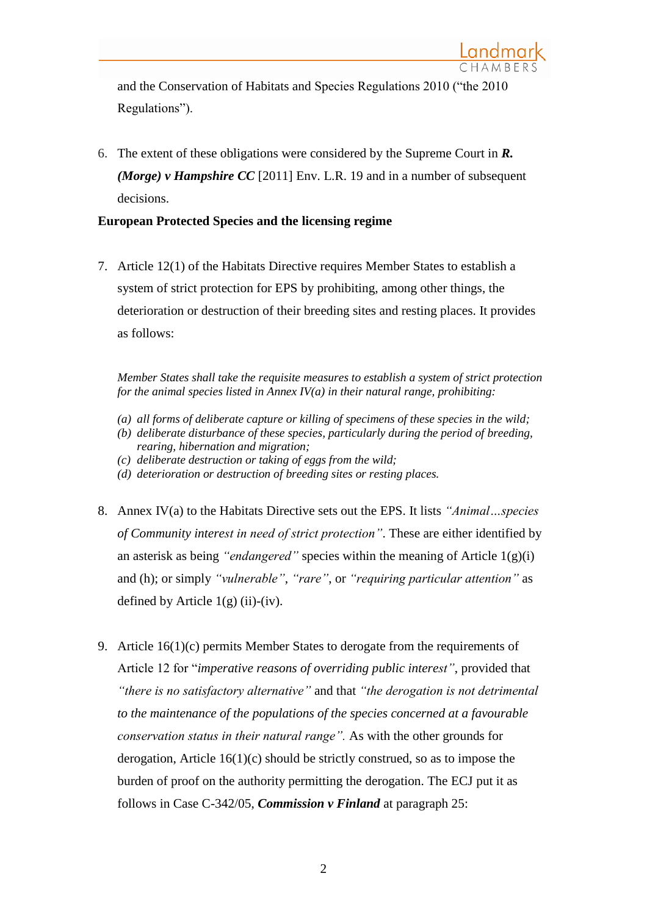and the Conservation of Habitats and Species Regulations 2010 ("the 2010 Regulations").

6. The extent of these obligations were considered by the Supreme Court in ***R. (Morge) v Hampshire CC*** [2011] Env. L.R. 19 and in a number of subsequent decisions.

**European Protected Species and the licensing regime**

7. Article 12(1) of the Habitats Directive requires Member States to establish a system of strict protection for EPS by prohibiting, among other things, the deterioration or destruction of their breeding sites and resting places. It provides as follows:

> *Member States shall take the requisite measures to establish a system of strict protection for the animal species listed in Annex IV(a) in their natural range, prohibiting:*
>
> *(a) all forms of deliberate capture or killing of specimens of these species in the wild;*
> *(b) deliberate disturbance of these species, particularly during the period of breeding, rearing, hibernation and migration;*
> *(c) deliberate destruction or taking of eggs from the wild;*
> *(d) deterioration or destruction of breeding sites or resting places.*

8. Annex IV(a) to the Habitats Directive sets out the EPS. It lists *"Animal…species of Community interest in need of strict protection"*. These are either identified by an asterisk as being *"endangered"* species within the meaning of Article 1(g)(i) and (h); or simply *"vulnerable"*, *"rare"*, or *"requiring particular attention"* as defined by Article 1(g) (ii)-(iv).

9. Article 16(1)(c) permits Member States to derogate from the requirements of Article 12 for "*imperative reasons of overriding public interest"*, provided that *"there is no satisfactory alternative"* and that *"the derogation is not detrimental to the maintenance of the populations of the species concerned at a favourable conservation status in their natural range".* As with the other grounds for derogation, Article 16(1)(c) should be strictly construed, so as to impose the burden of proof on the authority permitting the derogation. The ECJ put it as follows in Case C-342/05, ***Commission v Finland*** at paragraph 25: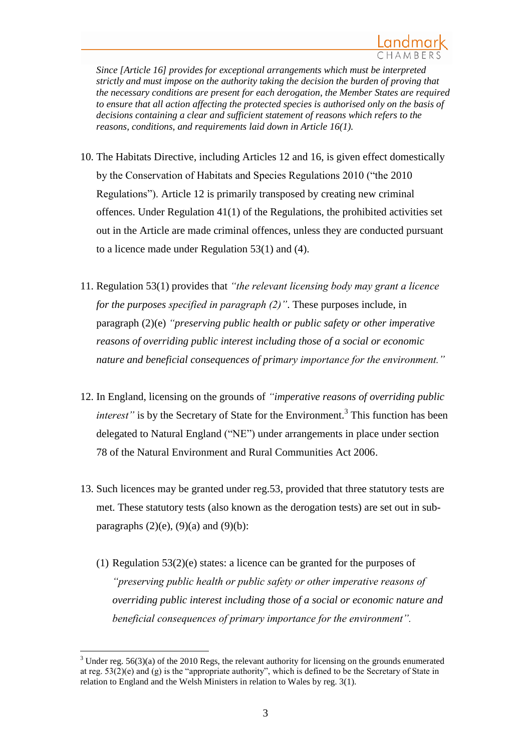*Since [Article 16] provides for exceptional arrangements which must be interpreted strictly and must impose on the authority taking the decision the burden of proving that the necessary conditions are present for each derogation, the Member States are required to ensure that all action affecting the protected species is authorised only on the basis of decisions containing a clear and sufficient statement of reasons which refers to the reasons, conditions, and requirements laid down in Article 16(1).*

10. The Habitats Directive, including Articles 12 and 16, is given effect domestically by the Conservation of Habitats and Species Regulations 2010 ("the 2010 Regulations"). Article 12 is primarily transposed by creating new criminal offences. Under Regulation 41(1) of the Regulations, the prohibited activities set out in the Article are made criminal offences, unless they are conducted pursuant to a licence made under Regulation 53(1) and (4).

11. Regulation 53(1) provides that *"the relevant licensing body may grant a licence for the purposes specified in paragraph (2)"*. These purposes include, in paragraph (2)(e) *"preserving public health or public safety or other imperative reasons of overriding public interest including those of a social or economic nature and beneficial consequences of primary importance for the environment."*

12. In England, licensing on the grounds of *"imperative reasons of overriding public interest"* is by the Secretary of State for the Environment.[3] This function has been delegated to Natural England ("NE") under arrangements in place under section 78 of the Natural Environment and Rural Communities Act 2006.

13. Such licences may be granted under reg.53, provided that three statutory tests are met. These statutory tests (also known as the derogation tests) are set out in sub-paragraphs (2)(e), (9)(a) and (9)(b):

    (1) Regulation 53(2)(e) states: a licence can be granted for the purposes of *"preserving public health or public safety or other imperative reasons of overriding public interest including those of a social or economic nature and beneficial consequences of primary importance for the environment".*

---

[3] Under reg. 56(3)(a) of the 2010 Regs, the relevant authority for licensing on the grounds enumerated at reg. 53(2)(e) and (g) is the "appropriate authority", which is defined to be the Secretary of State in relation to England and the Welsh Ministers in relation to Wales by reg. 3(1).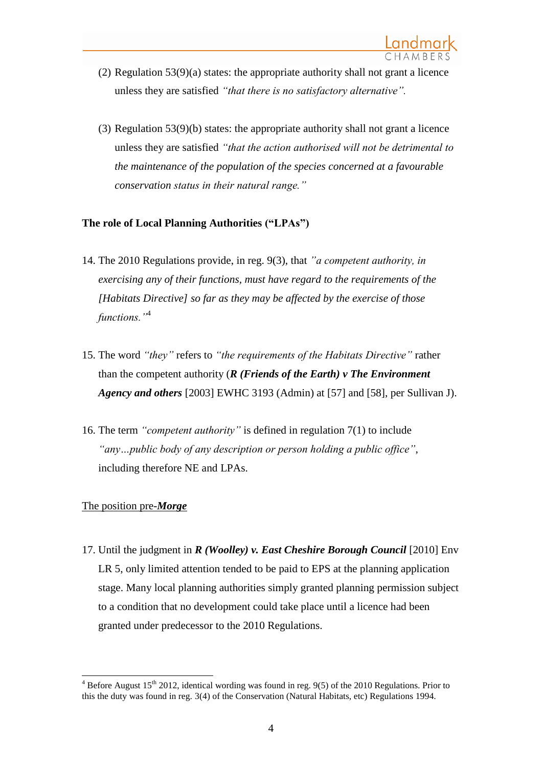(2) Regulation 53(9)(a) states: the appropriate authority shall not grant a licence unless they are satisfied *"that there is no satisfactory alternative".*

(3) Regulation 53(9)(b) states: the appropriate authority shall not grant a licence unless they are satisfied *"that the action authorised will not be detrimental to the maintenance of the population of the species concerned at a favourable conservation status in their natural range."*

**The role of Local Planning Authorities ("LPAs")**

14. The 2010 Regulations provide, in reg. 9(3), that *"a competent authority, in exercising any of their functions, must have regard to the requirements of the [Habitats Directive] so far as they may be affected by the exercise of those functions."*[4]

15. The word *"they"* refers to *"the requirements of the Habitats Directive"* rather than the competent authority (***R (Friends of the Earth) v The Environment Agency and others*** [2003] EWHC 3193 (Admin) at [57] and [58], per Sullivan J).

16. The term *"competent authority"* is defined in regulation 7(1) to include *"any…public body of any description or person holding a public office"*, including therefore NE and LPAs.

<u>The position pre-***Morge***</u>

17. Until the judgment in ***R (Woolley) v. East Cheshire Borough Council*** [2010] Env LR 5, only limited attention tended to be paid to EPS at the planning application stage. Many local planning authorities simply granted planning permission subject to a condition that no development could take place until a licence had been granted under predecessor to the 2010 Regulations.

[4] Before August 15th 2012, identical wording was found in reg. 9(5) of the 2010 Regulations. Prior to this the duty was found in reg. 3(4) of the Conservation (Natural Habitats, etc) Regulations 1994.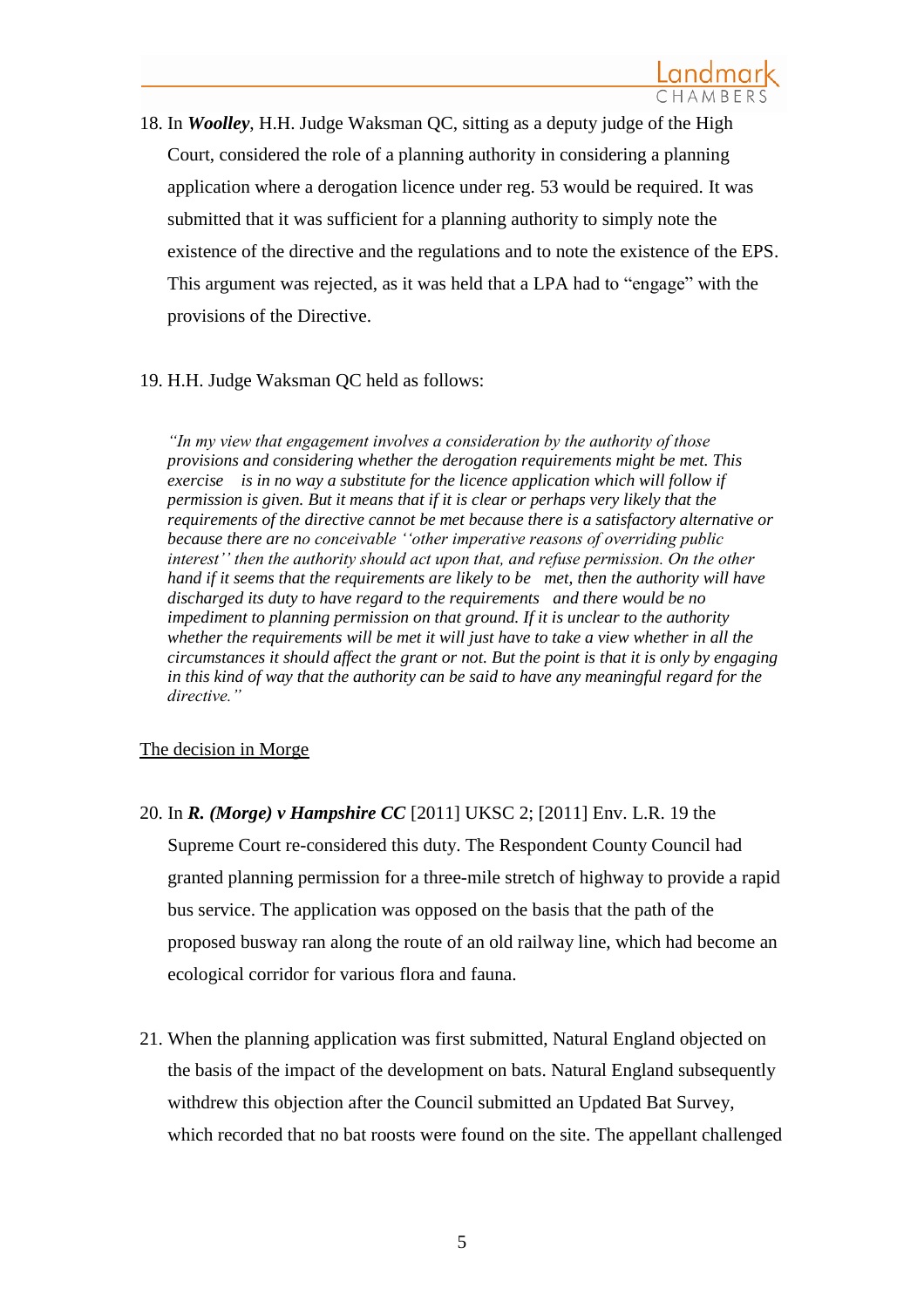18. In ***Woolley***, H.H. Judge Waksman QC, sitting as a deputy judge of the High Court, considered the role of a planning authority in considering a planning application where a derogation licence under reg. 53 would be required. It was submitted that it was sufficient for a planning authority to simply note the existence of the directive and the regulations and to note the existence of the EPS. This argument was rejected, as it was held that a LPA had to "engage" with the provisions of the Directive.

19. H.H. Judge Waksman QC held as follows:

> *"In my view that engagement involves a consideration by the authority of those provisions and considering whether the derogation requirements might be met. This exercise is in no way a substitute for the licence application which will follow if permission is given. But it means that if it is clear or perhaps very likely that the requirements of the directive cannot be met because there is a satisfactory alternative or because there are no conceivable ''other imperative reasons of overriding public interest'' then the authority should act upon that, and refuse permission. On the other hand if it seems that the requirements are likely to be met, then the authority will have discharged its duty to have regard to the requirements and there would be no impediment to planning permission on that ground. If it is unclear to the authority whether the requirements will be met it will just have to take a view whether in all the circumstances it should affect the grant or not. But the point is that it is only by engaging in this kind of way that the authority can be said to have any meaningful regard for the directive."*

<u>The decision in Morge</u>

20. In ***R. (Morge) v Hampshire CC*** [2011] UKSC 2; [2011] Env. L.R. 19 the Supreme Court re-considered this duty. The Respondent County Council had granted planning permission for a three-mile stretch of highway to provide a rapid bus service. The application was opposed on the basis that the path of the proposed busway ran along the route of an old railway line, which had become an ecological corridor for various flora and fauna.

21. When the planning application was first submitted, Natural England objected on the basis of the impact of the development on bats. Natural England subsequently withdrew this objection after the Council submitted an Updated Bat Survey, which recorded that no bat roosts were found on the site. The appellant challenged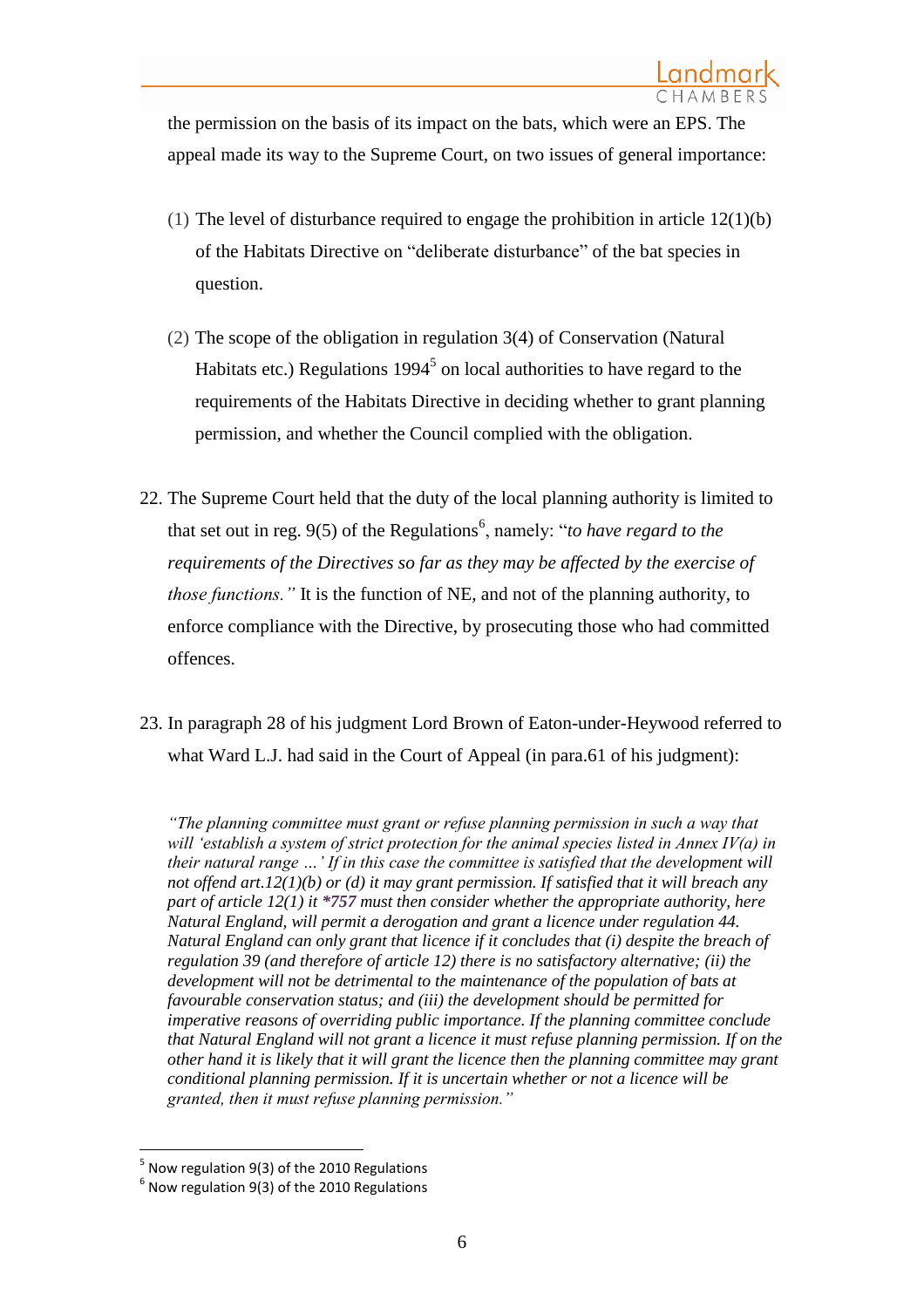the permission on the basis of its impact on the bats, which were an EPS. The appeal made its way to the Supreme Court, on two issues of general importance:

(1) The level of disturbance required to engage the prohibition in article 12(1)(b) of the Habitats Directive on "deliberate disturbance" of the bat species in question.

(2) The scope of the obligation in regulation 3(4) of Conservation (Natural Habitats etc.) Regulations 1994[5] on local authorities to have regard to the requirements of the Habitats Directive in deciding whether to grant planning permission, and whether the Council complied with the obligation.

22. The Supreme Court held that the duty of the local planning authority is limited to that set out in reg. 9(5) of the Regulations[6], namely: "*to have regard to the requirements of the Directives so far as they may be affected by the exercise of those functions."* It is the function of NE, and not of the planning authority, to enforce compliance with the Directive, by prosecuting those who had committed offences.

23. In paragraph 28 of his judgment Lord Brown of Eaton-under-Heywood referred to what Ward L.J. had said in the Court of Appeal (in para.61 of his judgment):

> *"The planning committee must grant or refuse planning permission in such a way that will 'establish a system of strict protection for the animal species listed in Annex IV(a) in their natural range …' If in this case the committee is satisfied that the development will not offend art.12(1)(b) or (d) it may grant permission. If satisfied that it will breach any part of article 12(1) it* **\*757** *must then consider whether the appropriate authority, here Natural England, will permit a derogation and grant a licence under regulation 44. Natural England can only grant that licence if it concludes that (i) despite the breach of regulation 39 (and therefore of article 12) there is no satisfactory alternative; (ii) the development will not be detrimental to the maintenance of the population of bats at favourable conservation status; and (iii) the development should be permitted for imperative reasons of overriding public importance. If the planning committee conclude that Natural England will not grant a licence it must refuse planning permission. If on the other hand it is likely that it will grant the licence then the planning committee may grant conditional planning permission. If it is uncertain whether or not a licence will be granted, then it must refuse planning permission."*

[5] Now regulation 9(3) of the 2010 Regulations

[6] Now regulation 9(3) of the 2010 Regulations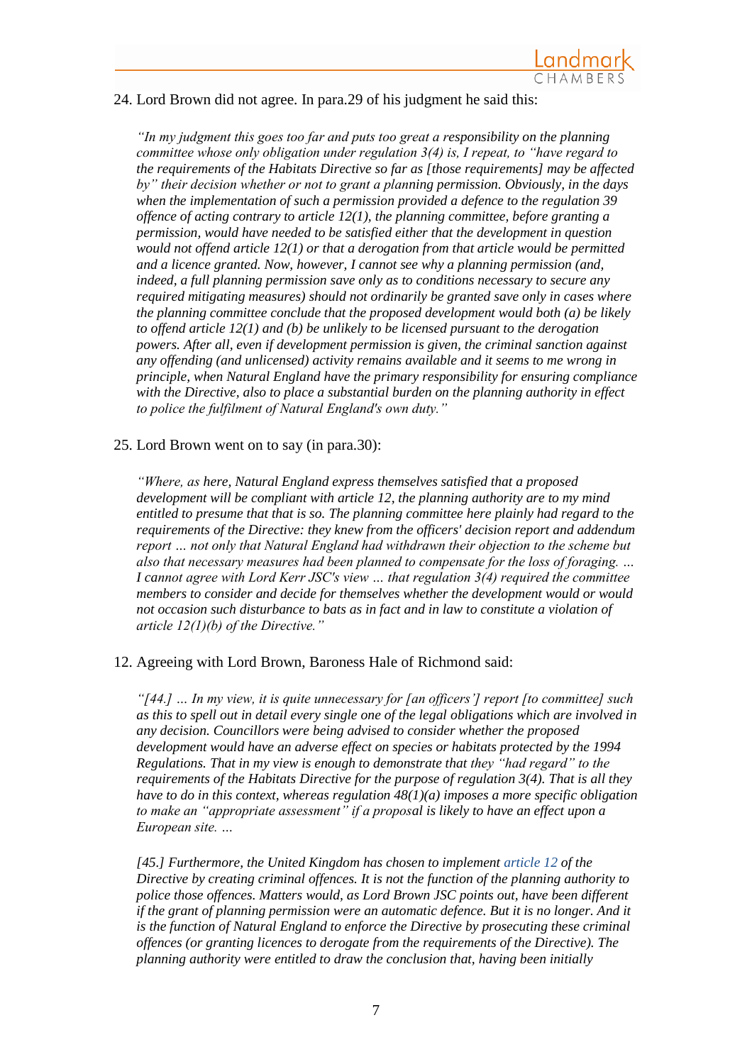24. Lord Brown did not agree. In para.29 of his judgment he said this:

> *"In my judgment this goes too far and puts too great a responsibility on the planning committee whose only obligation under regulation 3(4) is, I repeat, to "have regard to the requirements of the Habitats Directive so far as [those requirements] may be affected by" their decision whether or not to grant a planning permission. Obviously, in the days when the implementation of such a permission provided a defence to the regulation 39 offence of acting contrary to article 12(1), the planning committee, before granting a permission, would have needed to be satisfied either that the development in question would not offend article 12(1) or that a derogation from that article would be permitted and a licence granted. Now, however, I cannot see why a planning permission (and, indeed, a full planning permission save only as to conditions necessary to secure any required mitigating measures) should not ordinarily be granted save only in cases where the planning committee conclude that the proposed development would both (a) be likely to offend article 12(1) and (b) be unlikely to be licensed pursuant to the derogation powers. After all, even if development permission is given, the criminal sanction against any offending (and unlicensed) activity remains available and it seems to me wrong in principle, when Natural England have the primary responsibility for ensuring compliance with the Directive, also to place a substantial burden on the planning authority in effect to police the fulfilment of Natural England's own duty."*

25. Lord Brown went on to say (in para.30):

> *"Where, as here, Natural England express themselves satisfied that a proposed development will be compliant with article 12, the planning authority are to my mind entitled to presume that that is so. The planning committee here plainly had regard to the requirements of the Directive: they knew from the officers' decision report and addendum report … not only that Natural England had withdrawn their objection to the scheme but also that necessary measures had been planned to compensate for the loss of foraging. … I cannot agree with Lord Kerr JSC's view … that regulation 3(4) required the committee members to consider and decide for themselves whether the development would or would not occasion such disturbance to bats as in fact and in law to constitute a violation of article 12(1)(b) of the Directive."*

12. Agreeing with Lord Brown, Baroness Hale of Richmond said:

> *"[44.] … In my view, it is quite unnecessary for [an officers'] report [to committee] such as this to spell out in detail every single one of the legal obligations which are involved in any decision. Councillors were being advised to consider whether the proposed development would have an adverse effect on species or habitats protected by the 1994 Regulations. That in my view is enough to demonstrate that they "had regard" to the requirements of the Habitats Directive for the purpose of regulation 3(4). That is all they have to do in this context, whereas regulation 48(1)(a) imposes a more specific obligation to make an "appropriate assessment" if a proposal is likely to have an effect upon a European site. …*
>
> *[45.] Furthermore, the United Kingdom has chosen to implement article 12 of the Directive by creating criminal offences. It is not the function of the planning authority to police those offences. Matters would, as Lord Brown JSC points out, have been different if the grant of planning permission were an automatic defence. But it is no longer. And it is the function of Natural England to enforce the Directive by prosecuting these criminal offences (or granting licences to derogate from the requirements of the Directive). The planning authority were entitled to draw the conclusion that, having been initially*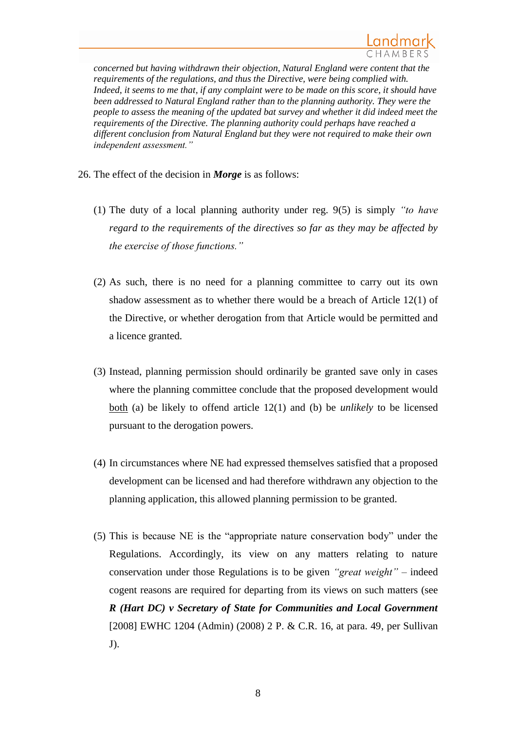*concerned but having withdrawn their objection, Natural England were content that the requirements of the regulations, and thus the Directive, were being complied with. Indeed, it seems to me that, if any complaint were to be made on this score, it should have been addressed to Natural England rather than to the planning authority. They were the people to assess the meaning of the updated bat survey and whether it did indeed meet the requirements of the Directive. The planning authority could perhaps have reached a different conclusion from Natural England but they were not required to make their own independent assessment."*

26. The effect of the decision in ***Morge*** is as follows:

   (1) The duty of a local planning authority under reg. 9(5) is simply *"to have regard to the requirements of the directives so far as they may be affected by the exercise of those functions."*

   (2) As such, there is no need for a planning committee to carry out its own shadow assessment as to whether there would be a breach of Article 12(1) of the Directive, or whether derogation from that Article would be permitted and a licence granted.

   (3) Instead, planning permission should ordinarily be granted save only in cases where the planning committee conclude that the proposed development would both (a) be likely to offend article 12(1) and (b) be *unlikely* to be licensed pursuant to the derogation powers.

   (4) In circumstances where NE had expressed themselves satisfied that a proposed development can be licensed and had therefore withdrawn any objection to the planning application, this allowed planning permission to be granted.

   (5) This is because NE is the "appropriate nature conservation body" under the Regulations. Accordingly, its view on any matters relating to nature conservation under those Regulations is to be given *"great weight"* – indeed cogent reasons are required for departing from its views on such matters (see ***R (Hart DC) v Secretary of State for Communities and Local Government*** [2008] EWHC 1204 (Admin) (2008) 2 P. & C.R. 16, at para. 49, per Sullivan J).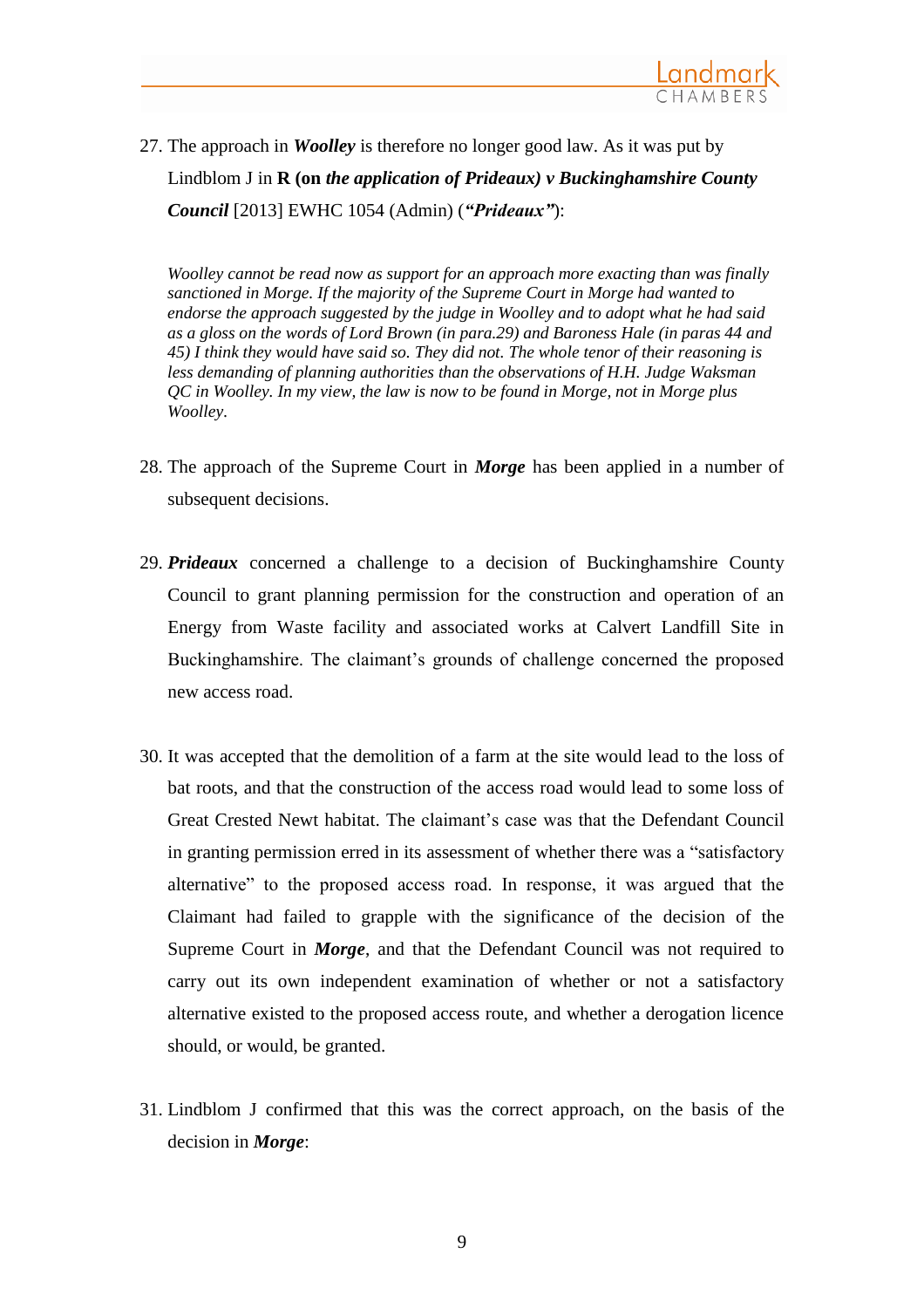27. The approach in ***Woolley*** is therefore no longer good law. As it was put by Lindblom J in **R (on *the application of Prideaux) v Buckinghamshire County Council*** [2013] EWHC 1054 (Admin) (***"Prideaux"***):

> *Woolley cannot be read now as support for an approach more exacting than was finally sanctioned in Morge. If the majority of the Supreme Court in Morge had wanted to endorse the approach suggested by the judge in Woolley and to adopt what he had said as a gloss on the words of Lord Brown (in para.29) and Baroness Hale (in paras 44 and 45) I think they would have said so. They did not. The whole tenor of their reasoning is less demanding of planning authorities than the observations of H.H. Judge Waksman QC in Woolley. In my view, the law is now to be found in Morge, not in Morge plus Woolley.*

28. The approach of the Supreme Court in ***Morge*** has been applied in a number of subsequent decisions.

29. ***Prideaux*** concerned a challenge to a decision of Buckinghamshire County Council to grant planning permission for the construction and operation of an Energy from Waste facility and associated works at Calvert Landfill Site in Buckinghamshire. The claimant's grounds of challenge concerned the proposed new access road.

30. It was accepted that the demolition of a farm at the site would lead to the loss of bat roots, and that the construction of the access road would lead to some loss of Great Crested Newt habitat. The claimant's case was that the Defendant Council in granting permission erred in its assessment of whether there was a "satisfactory alternative" to the proposed access road. In response, it was argued that the Claimant had failed to grapple with the significance of the decision of the Supreme Court in ***Morge***, and that the Defendant Council was not required to carry out its own independent examination of whether or not a satisfactory alternative existed to the proposed access route, and whether a derogation licence should, or would, be granted.

31. Lindblom J confirmed that this was the correct approach, on the basis of the decision in ***Morge***: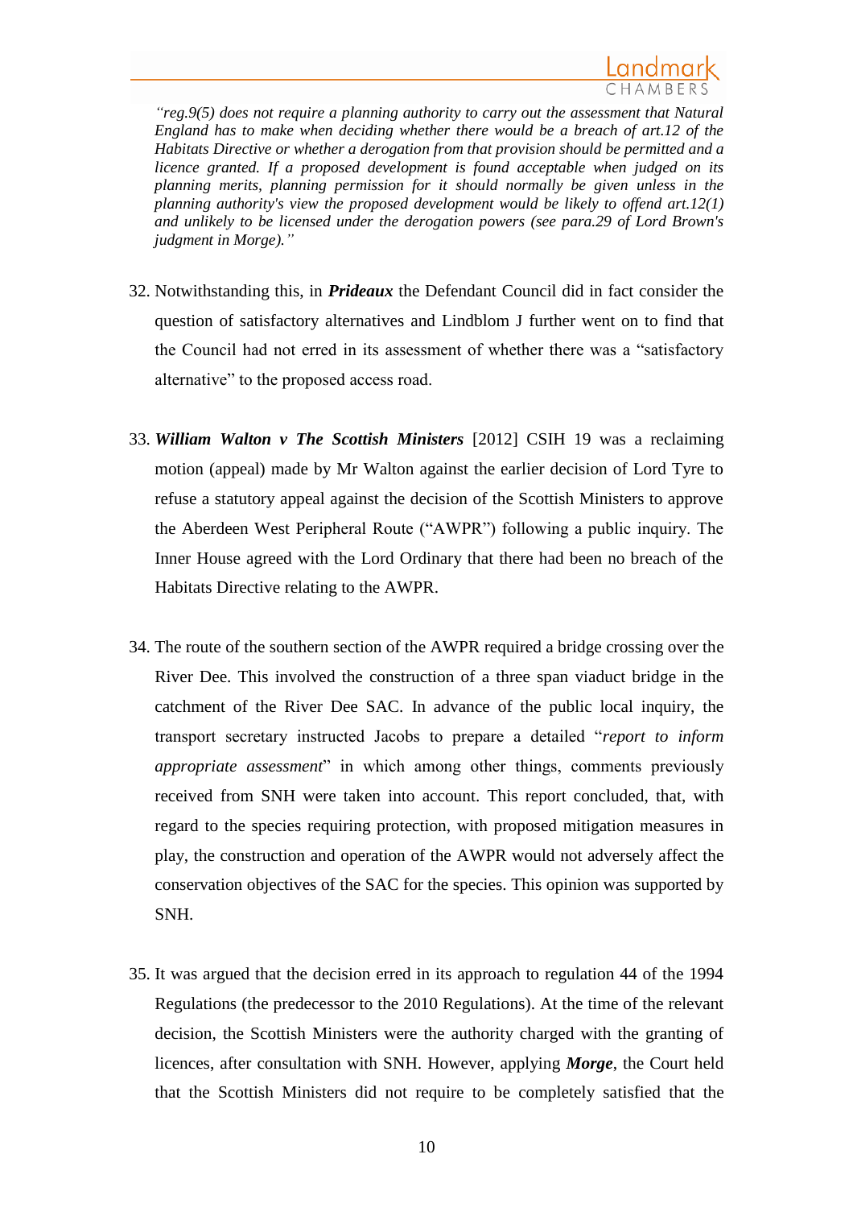*"reg.9(5) does not require a planning authority to carry out the assessment that Natural England has to make when deciding whether there would be a breach of art.12 of the Habitats Directive or whether a derogation from that provision should be permitted and a licence granted. If a proposed development is found acceptable when judged on its planning merits, planning permission for it should normally be given unless in the planning authority's view the proposed development would be likely to offend art.12(1) and unlikely to be licensed under the derogation powers (see para.29 of Lord Brown's judgment in Morge)."*

32. Notwithstanding this, in ***Prideaux*** the Defendant Council did in fact consider the question of satisfactory alternatives and Lindblom J further went on to find that the Council had not erred in its assessment of whether there was a "satisfactory alternative" to the proposed access road.

33. ***William Walton v The Scottish Ministers*** [2012] CSIH 19 was a reclaiming motion (appeal) made by Mr Walton against the earlier decision of Lord Tyre to refuse a statutory appeal against the decision of the Scottish Ministers to approve the Aberdeen West Peripheral Route ("AWPR") following a public inquiry. The Inner House agreed with the Lord Ordinary that there had been no breach of the Habitats Directive relating to the AWPR.

34. The route of the southern section of the AWPR required a bridge crossing over the River Dee. This involved the construction of a three span viaduct bridge in the catchment of the River Dee SAC. In advance of the public local inquiry, the transport secretary instructed Jacobs to prepare a detailed "*report to inform appropriate assessment*" in which among other things, comments previously received from SNH were taken into account. This report concluded, that, with regard to the species requiring protection, with proposed mitigation measures in play, the construction and operation of the AWPR would not adversely affect the conservation objectives of the SAC for the species. This opinion was supported by SNH.

35. It was argued that the decision erred in its approach to regulation 44 of the 1994 Regulations (the predecessor to the 2010 Regulations). At the time of the relevant decision, the Scottish Ministers were the authority charged with the granting of licences, after consultation with SNH. However, applying ***Morge***, the Court held that the Scottish Ministers did not require to be completely satisfied that the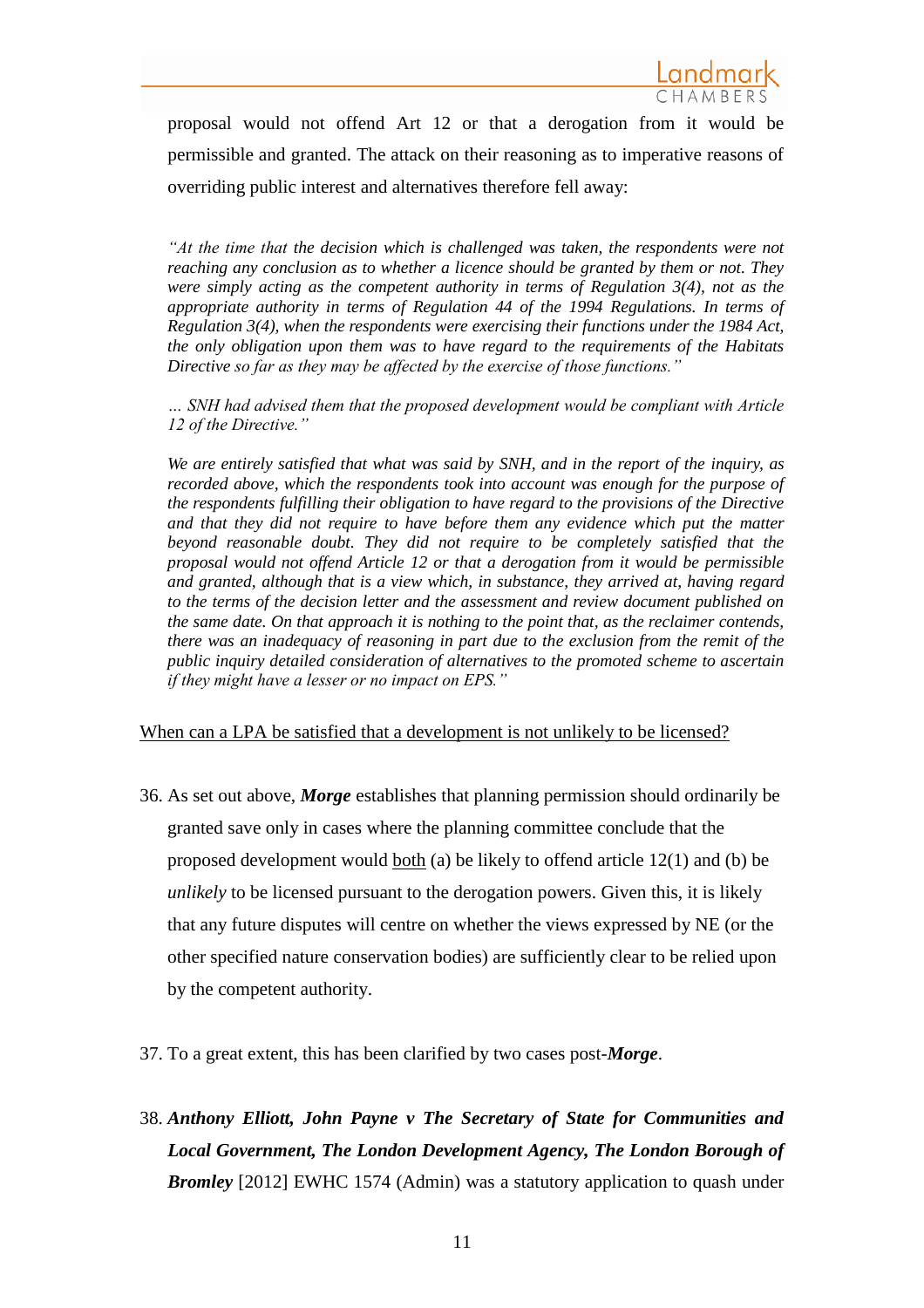proposal would not offend Art 12 or that a derogation from it would be permissible and granted. The attack on their reasoning as to imperative reasons of overriding public interest and alternatives therefore fell away:

> *"At the time that the decision which is challenged was taken, the respondents were not reaching any conclusion as to whether a licence should be granted by them or not. They were simply acting as the competent authority in terms of Regulation 3(4), not as the appropriate authority in terms of Regulation 44 of the 1994 Regulations. In terms of Regulation 3(4), when the respondents were exercising their functions under the 1984 Act, the only obligation upon them was to have regard to the requirements of the Habitats Directive so far as they may be affected by the exercise of those functions."*
>
> *… SNH had advised them that the proposed development would be compliant with Article 12 of the Directive."*
>
> *We are entirely satisfied that what was said by SNH, and in the report of the inquiry, as recorded above, which the respondents took into account was enough for the purpose of the respondents fulfilling their obligation to have regard to the provisions of the Directive and that they did not require to have before them any evidence which put the matter beyond reasonable doubt. They did not require to be completely satisfied that the proposal would not offend Article 12 or that a derogation from it would be permissible and granted, although that is a view which, in substance, they arrived at, having regard to the terms of the decision letter and the assessment and review document published on the same date. On that approach it is nothing to the point that, as the reclaimer contends, there was an inadequacy of reasoning in part due to the exclusion from the remit of the public inquiry detailed consideration of alternatives to the promoted scheme to ascertain if they might have a lesser or no impact on EPS."*

<u>When can a LPA be satisfied that a development is not unlikely to be licensed?</u>

36. As set out above, ***Morge*** establishes that planning permission should ordinarily be granted save only in cases where the planning committee conclude that the proposed development would <u>both</u> (a) be likely to offend article 12(1) and (b) be *unlikely* to be licensed pursuant to the derogation powers. Given this, it is likely that any future disputes will centre on whether the views expressed by NE (or the other specified nature conservation bodies) are sufficiently clear to be relied upon by the competent authority.

37. To a great extent, this has been clarified by two cases post-***Morge***.

38. ***Anthony Elliott, John Payne v The Secretary of State for Communities and Local Government, The London Development Agency, The London Borough of Bromley*** [2012] EWHC 1574 (Admin) was a statutory application to quash under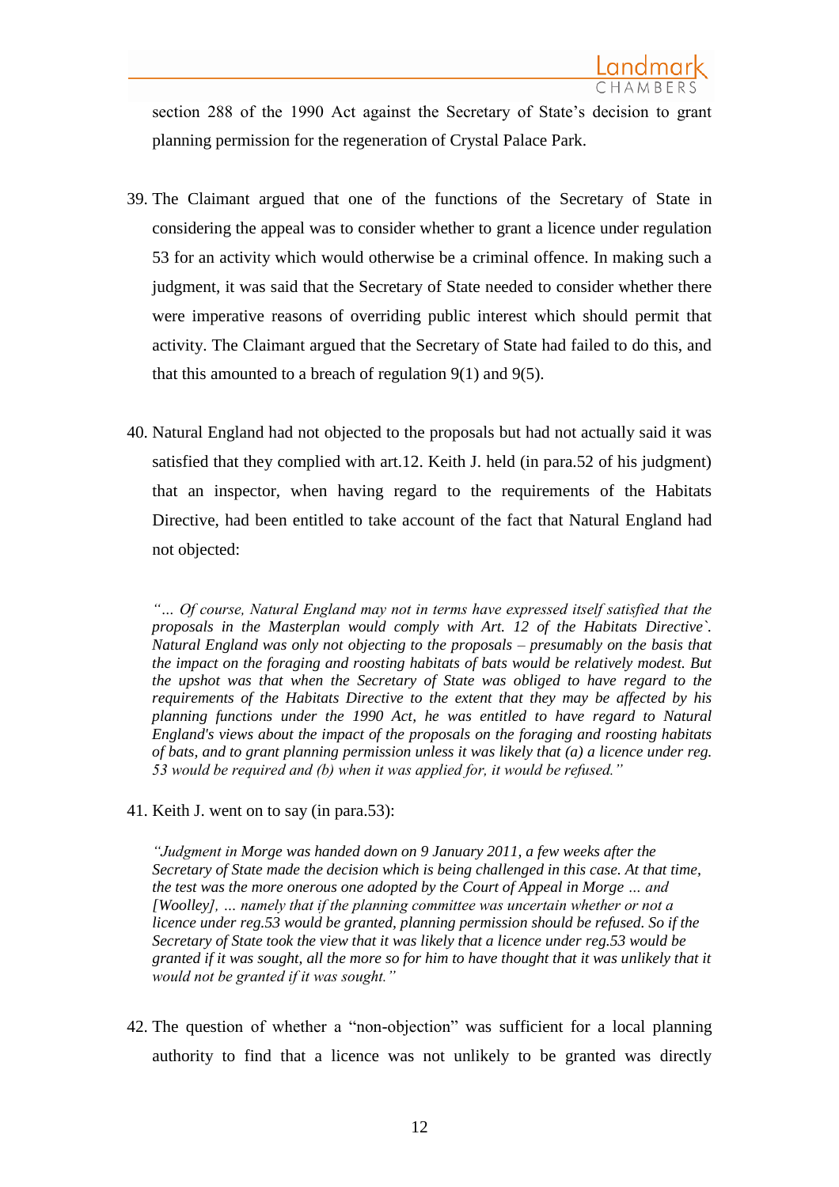section 288 of the 1990 Act against the Secretary of State's decision to grant planning permission for the regeneration of Crystal Palace Park.

39. The Claimant argued that one of the functions of the Secretary of State in considering the appeal was to consider whether to grant a licence under regulation 53 for an activity which would otherwise be a criminal offence. In making such a judgment, it was said that the Secretary of State needed to consider whether there were imperative reasons of overriding public interest which should permit that activity. The Claimant argued that the Secretary of State had failed to do this, and that this amounted to a breach of regulation 9(1) and 9(5).

40. Natural England had not objected to the proposals but had not actually said it was satisfied that they complied with art.12. Keith J. held (in para.52 of his judgment) that an inspector, when having regard to the requirements of the Habitats Directive, had been entitled to take account of the fact that Natural England had not objected:

> *"… Of course, Natural England may not in terms have expressed itself satisfied that the proposals in the Masterplan would comply with Art. 12 of the Habitats Directive`. Natural England was only not objecting to the proposals – presumably on the basis that the impact on the foraging and roosting habitats of bats would be relatively modest. But the upshot was that when the Secretary of State was obliged to have regard to the requirements of the Habitats Directive to the extent that they may be affected by his planning functions under the 1990 Act, he was entitled to have regard to Natural England's views about the impact of the proposals on the foraging and roosting habitats of bats, and to grant planning permission unless it was likely that (a) a licence under reg. 53 would be required and (b) when it was applied for, it would be refused."*

41. Keith J. went on to say (in para.53):

> *"Judgment in Morge was handed down on 9 January 2011, a few weeks after the Secretary of State made the decision which is being challenged in this case. At that time, the test was the more onerous one adopted by the Court of Appeal in Morge … and [Woolley], … namely that if the planning committee was uncertain whether or not a licence under reg.53 would be granted, planning permission should be refused. So if the Secretary of State took the view that it was likely that a licence under reg.53 would be granted if it was sought, all the more so for him to have thought that it was unlikely that it would not be granted if it was sought."*

42. The question of whether a "non-objection" was sufficient for a local planning authority to find that a licence was not unlikely to be granted was directly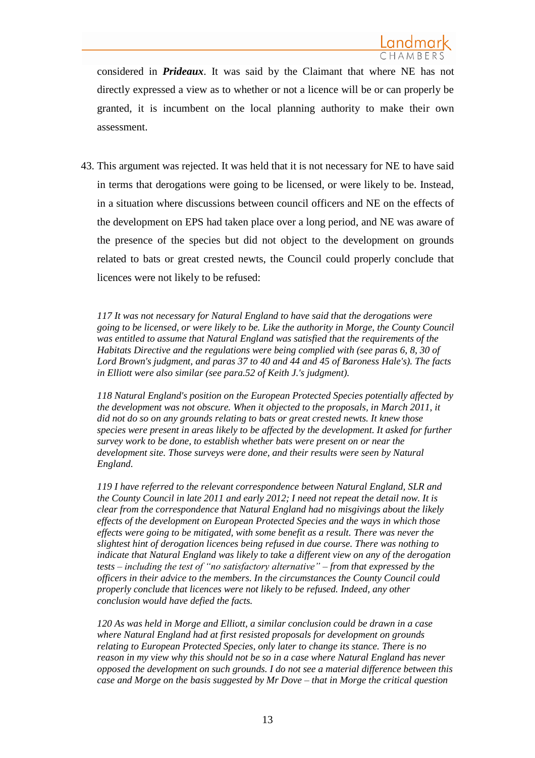considered in ***Prideaux***. It was said by the Claimant that where NE has not directly expressed a view as to whether or not a licence will be or can properly be granted, it is incumbent on the local planning authority to make their own assessment.

43. This argument was rejected. It was held that it is not necessary for NE to have said in terms that derogations were going to be licensed, or were likely to be. Instead, in a situation where discussions between council officers and NE on the effects of the development on EPS had taken place over a long period, and NE was aware of the presence of the species but did not object to the development on grounds related to bats or great crested newts, the Council could properly conclude that licences were not likely to be refused:

> *117 It was not necessary for Natural England to have said that the derogations were going to be licensed, or were likely to be. Like the authority in Morge, the County Council was entitled to assume that Natural England was satisfied that the requirements of the Habitats Directive and the regulations were being complied with (see paras 6, 8, 30 of Lord Brown's judgment, and paras 37 to 40 and 44 and 45 of Baroness Hale's). The facts in Elliott were also similar (see para.52 of Keith J.'s judgment).*
>
> *118 Natural England's position on the European Protected Species potentially affected by the development was not obscure. When it objected to the proposals, in March 2011, it did not do so on any grounds relating to bats or great crested newts. It knew those species were present in areas likely to be affected by the development. It asked for further survey work to be done, to establish whether bats were present on or near the development site. Those surveys were done, and their results were seen by Natural England.*
>
> *119 I have referred to the relevant correspondence between Natural England, SLR and the County Council in late 2011 and early 2012; I need not repeat the detail now. It is clear from the correspondence that Natural England had no misgivings about the likely effects of the development on European Protected Species and the ways in which those effects were going to be mitigated, with some benefit as a result. There was never the slightest hint of derogation licences being refused in due course. There was nothing to indicate that Natural England was likely to take a different view on any of the derogation tests – including the test of "no satisfactory alternative" – from that expressed by the officers in their advice to the members. In the circumstances the County Council could properly conclude that licences were not likely to be refused. Indeed, any other conclusion would have defied the facts.*
>
> *120 As was held in Morge and Elliott, a similar conclusion could be drawn in a case where Natural England had at first resisted proposals for development on grounds relating to European Protected Species, only later to change its stance. There is no reason in my view why this should not be so in a case where Natural England has never opposed the development on such grounds. I do not see a material difference between this case and Morge on the basis suggested by Mr Dove – that in Morge the critical question*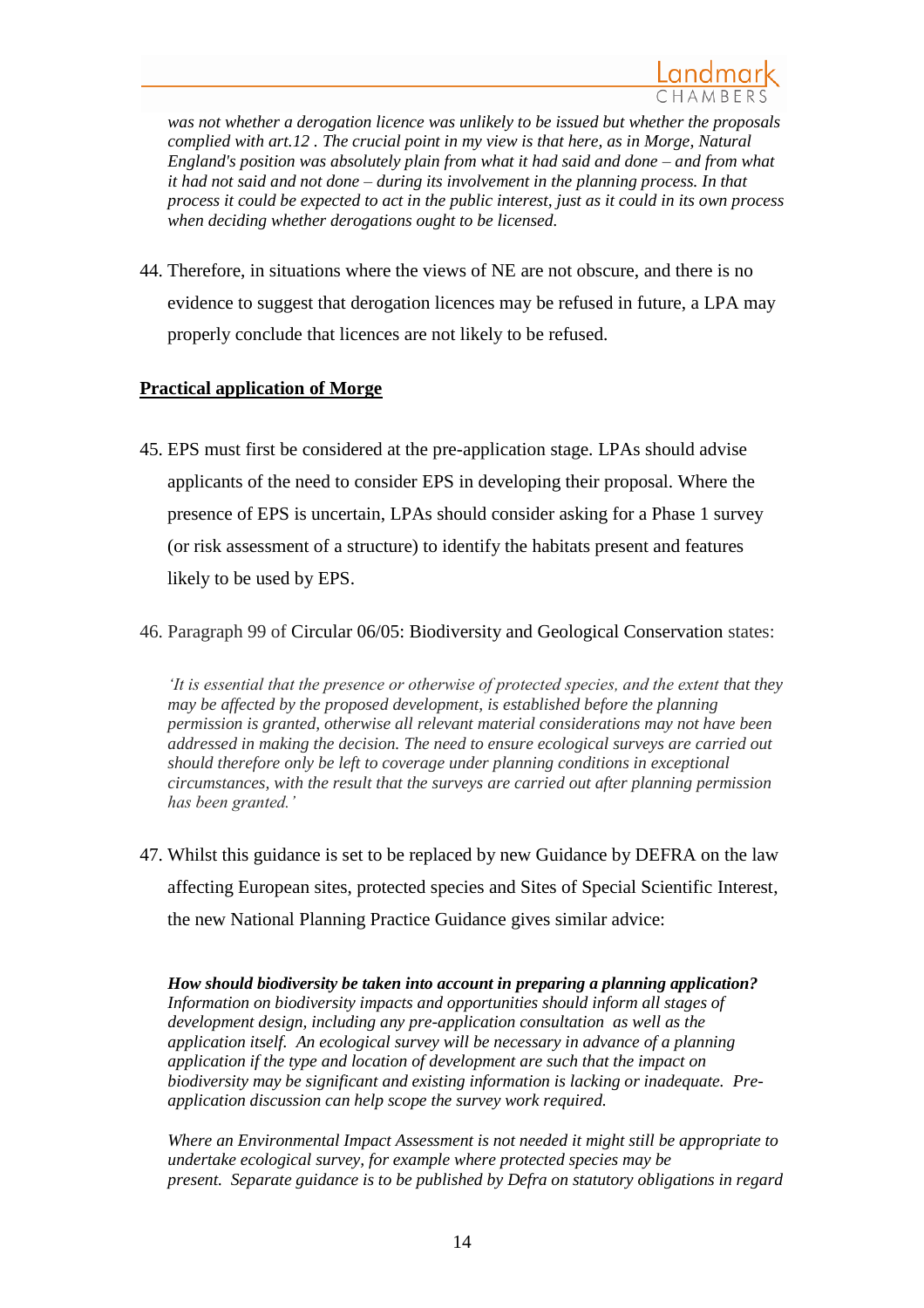*was not whether a derogation licence was unlikely to be issued but whether the proposals complied with art.12 . The crucial point in my view is that here, as in Morge, Natural England's position was absolutely plain from what it had said and done – and from what it had not said and not done – during its involvement in the planning process. In that process it could be expected to act in the public interest, just as it could in its own process when deciding whether derogations ought to be licensed.*

44. Therefore, in situations where the views of NE are not obscure, and there is no evidence to suggest that derogation licences may be refused in future, a LPA may properly conclude that licences are not likely to be refused.

**Practical application of Morge**

45. EPS must first be considered at the pre-application stage. LPAs should advise applicants of the need to consider EPS in developing their proposal. Where the presence of EPS is uncertain, LPAs should consider asking for a Phase 1 survey (or risk assessment of a structure) to identify the habitats present and features likely to be used by EPS.

46. Paragraph 99 of Circular 06/05: Biodiversity and Geological Conservation states:

> *'It is essential that the presence or otherwise of protected species, and the extent that they may be affected by the proposed development, is established before the planning permission is granted, otherwise all relevant material considerations may not have been addressed in making the decision. The need to ensure ecological surveys are carried out should therefore only be left to coverage under planning conditions in exceptional circumstances, with the result that the surveys are carried out after planning permission has been granted.'*

47. Whilst this guidance is set to be replaced by new Guidance by DEFRA on the law affecting European sites, protected species and Sites of Special Scientific Interest, the new National Planning Practice Guidance gives similar advice:

> ***How should biodiversity be taken into account in preparing a planning application?***
> *Information on biodiversity impacts and opportunities should inform all stages of development design, including any pre-application consultation as well as the application itself. An ecological survey will be necessary in advance of a planning application if the type and location of development are such that the impact on biodiversity may be significant and existing information is lacking or inadequate. Pre-application discussion can help scope the survey work required.*
>
> *Where an Environmental Impact Assessment is not needed it might still be appropriate to undertake ecological survey, for example where protected species may be present. Separate guidance is to be published by Defra on statutory obligations in regard*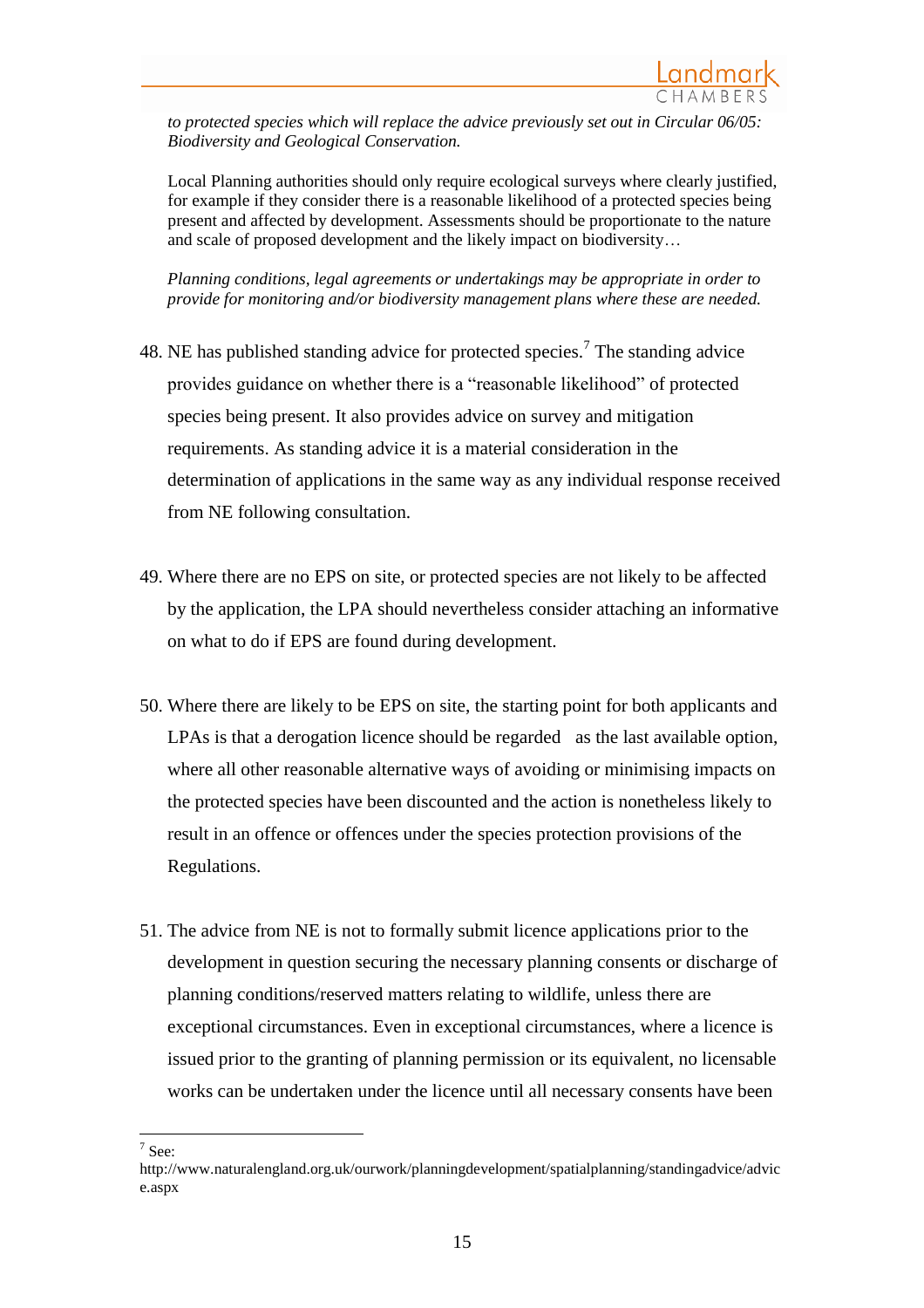> *to protected species which will replace the advice previously set out in Circular 06/05: Biodiversity and Geological Conservation.*
>
> Local Planning authorities should only require ecological surveys where clearly justified, for example if they consider there is a reasonable likelihood of a protected species being present and affected by development. Assessments should be proportionate to the nature and scale of proposed development and the likely impact on biodiversity…
>
> *Planning conditions, legal agreements or undertakings may be appropriate in order to provide for monitoring and/or biodiversity management plans where these are needed.*

48. NE has published standing advice for protected species.[7] The standing advice provides guidance on whether there is a "reasonable likelihood" of protected species being present. It also provides advice on survey and mitigation requirements. As standing advice it is a material consideration in the determination of applications in the same way as any individual response received from NE following consultation.

49. Where there are no EPS on site, or protected species are not likely to be affected by the application, the LPA should nevertheless consider attaching an informative on what to do if EPS are found during development.

50. Where there are likely to be EPS on site, the starting point for both applicants and LPAs is that a derogation licence should be regarded as the last available option, where all other reasonable alternative ways of avoiding or minimising impacts on the protected species have been discounted and the action is nonetheless likely to result in an offence or offences under the species protection provisions of the Regulations.

51. The advice from NE is not to formally submit licence applications prior to the development in question securing the necessary planning consents or discharge of planning conditions/reserved matters relating to wildlife, unless there are exceptional circumstances. Even in exceptional circumstances, where a licence is issued prior to the granting of planning permission or its equivalent, no licensable works can be undertaken under the licence until all necessary consents have been

---

[7] See: http://www.naturalengland.org.uk/ourwork/planningdevelopment/spatialplanning/standingadvice/advice.aspx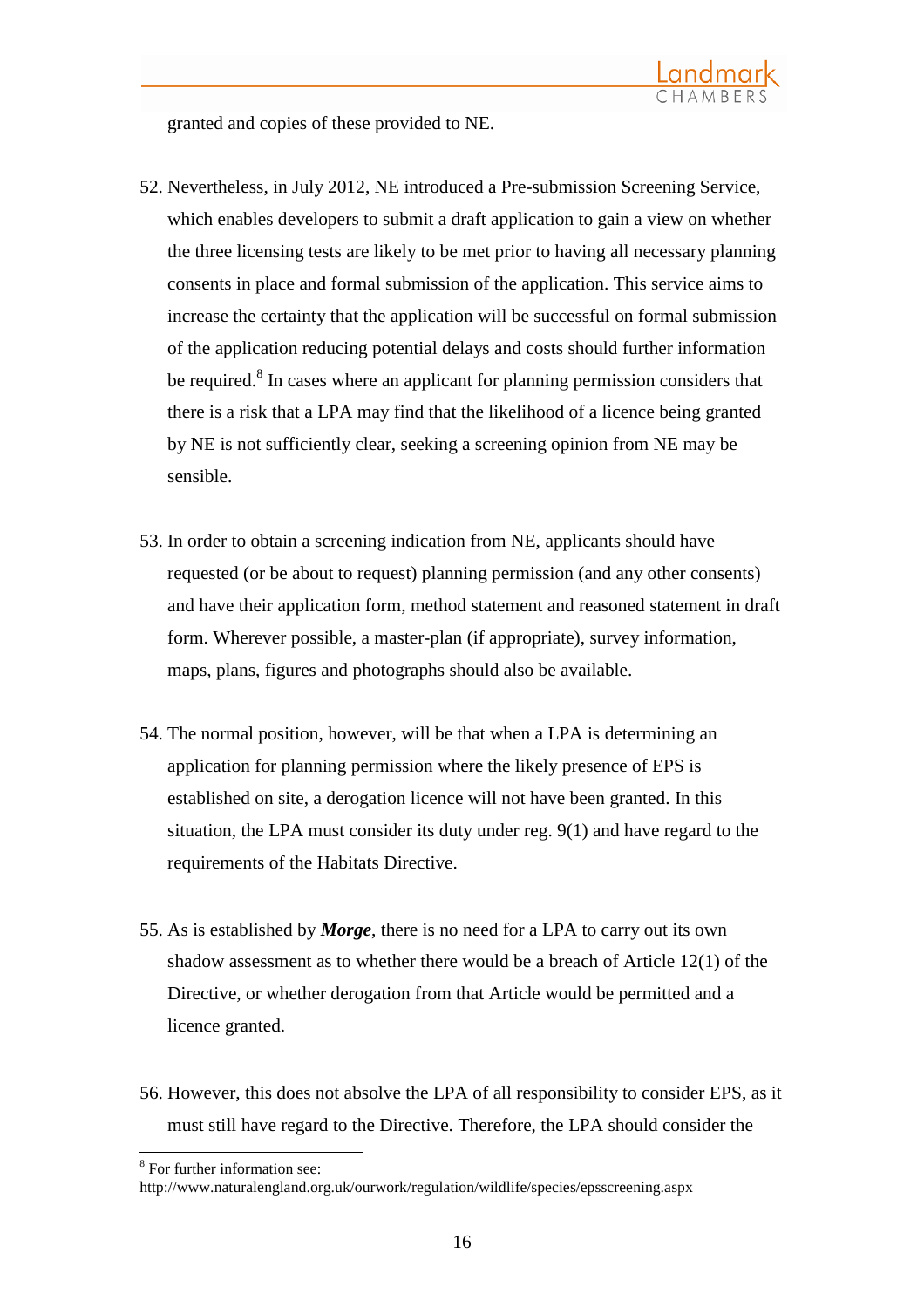granted and copies of these provided to NE.

52. Nevertheless, in July 2012, NE introduced a Pre-submission Screening Service, which enables developers to submit a draft application to gain a view on whether the three licensing tests are likely to be met prior to having all necessary planning consents in place and formal submission of the application. This service aims to increase the certainty that the application will be successful on formal submission of the application reducing potential delays and costs should further information be required.[8] In cases where an applicant for planning permission considers that there is a risk that a LPA may find that the likelihood of a licence being granted by NE is not sufficiently clear, seeking a screening opinion from NE may be sensible.

53. In order to obtain a screening indication from NE, applicants should have requested (or be about to request) planning permission (and any other consents) and have their application form, method statement and reasoned statement in draft form. Wherever possible, a master-plan (if appropriate), survey information, maps, plans, figures and photographs should also be available.

54. The normal position, however, will be that when a LPA is determining an application for planning permission where the likely presence of EPS is established on site, a derogation licence will not have been granted. In this situation, the LPA must consider its duty under reg. 9(1) and have regard to the requirements of the Habitats Directive.

55. As is established by ***Morge***, there is no need for a LPA to carry out its own shadow assessment as to whether there would be a breach of Article 12(1) of the Directive, or whether derogation from that Article would be permitted and a licence granted.

56. However, this does not absolve the LPA of all responsibility to consider EPS, as it must still have regard to the Directive. Therefore, the LPA should consider the

[8] For further information see: http://www.naturalengland.org.uk/ourwork/regulation/wildlife/species/epsscreening.aspx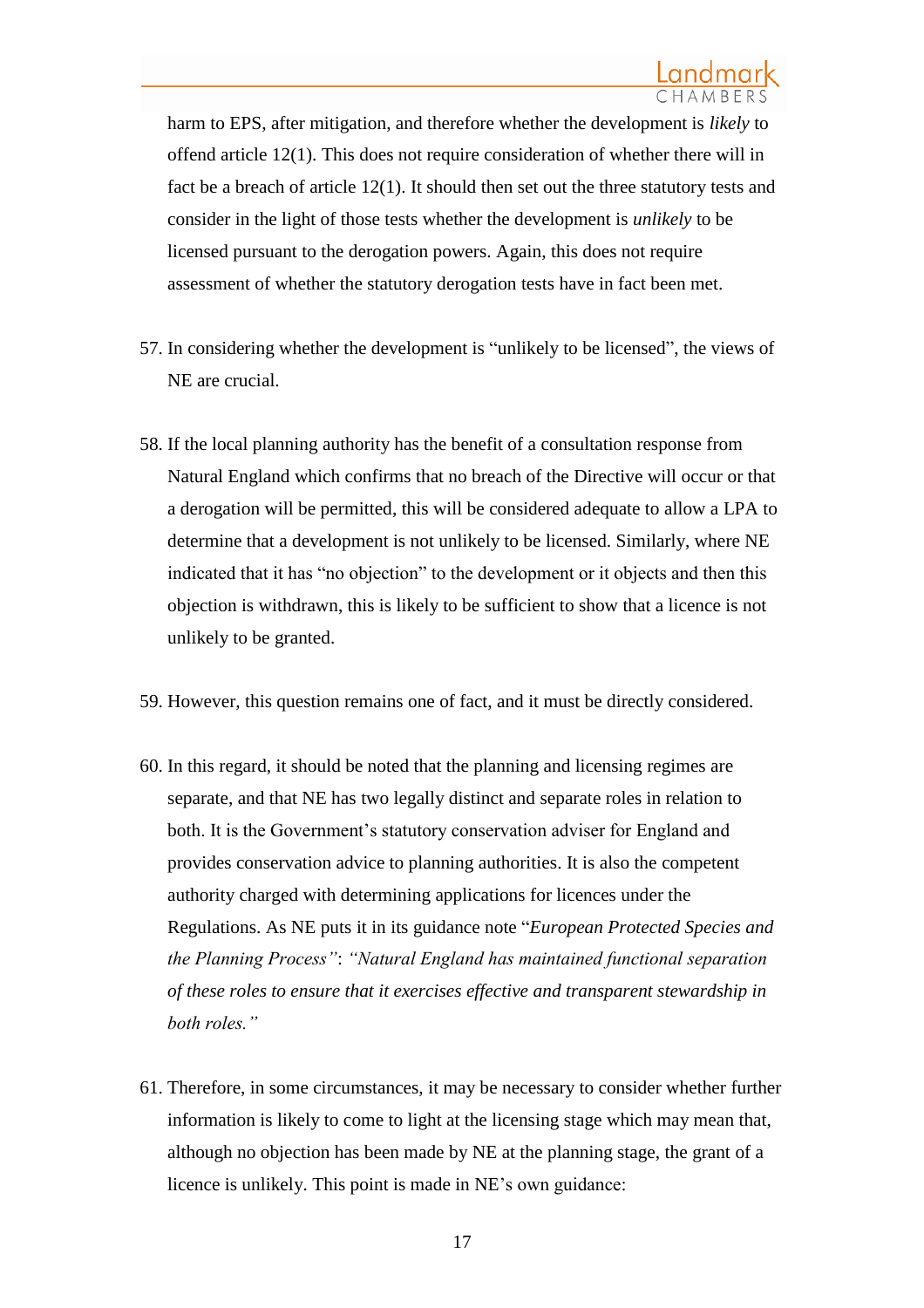harm to EPS, after mitigation, and therefore whether the development is *likely* to offend article 12(1). This does not require consideration of whether there will in fact be a breach of article 12(1). It should then set out the three statutory tests and consider in the light of those tests whether the development is *unlikely* to be licensed pursuant to the derogation powers. Again, this does not require assessment of whether the statutory derogation tests have in fact been met.

57. In considering whether the development is "unlikely to be licensed", the views of NE are crucial.

58. If the local planning authority has the benefit of a consultation response from Natural England which confirms that no breach of the Directive will occur or that a derogation will be permitted, this will be considered adequate to allow a LPA to determine that a development is not unlikely to be licensed. Similarly, where NE indicated that it has "no objection" to the development or it objects and then this objection is withdrawn, this is likely to be sufficient to show that a licence is not unlikely to be granted.

59. However, this question remains one of fact, and it must be directly considered.

60. In this regard, it should be noted that the planning and licensing regimes are separate, and that NE has two legally distinct and separate roles in relation to both. It is the Government's statutory conservation adviser for England and provides conservation advice to planning authorities. It is also the competent authority charged with determining applications for licences under the Regulations. As NE puts it in its guidance note "*European Protected Species and the Planning Process"*: *"Natural England has maintained functional separation of these roles to ensure that it exercises effective and transparent stewardship in both roles."*

61. Therefore, in some circumstances, it may be necessary to consider whether further information is likely to come to light at the licensing stage which may mean that, although no objection has been made by NE at the planning stage, the grant of a licence is unlikely. This point is made in NE's own guidance: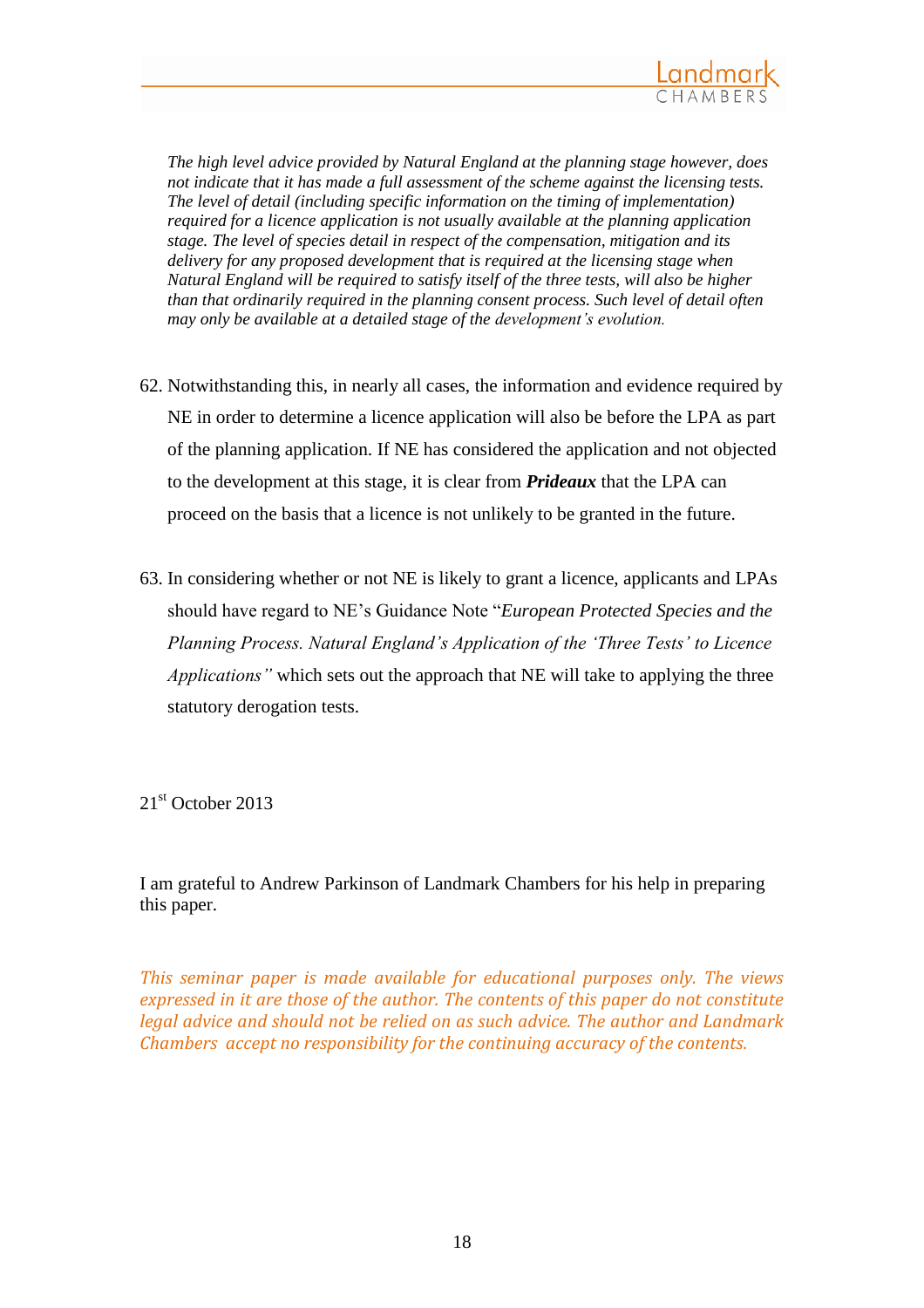> *The high level advice provided by Natural England at the planning stage however, does not indicate that it has made a full assessment of the scheme against the licensing tests. The level of detail (including specific information on the timing of implementation) required for a licence application is not usually available at the planning application stage. The level of species detail in respect of the compensation, mitigation and its delivery for any proposed development that is required at the licensing stage when Natural England will be required to satisfy itself of the three tests, will also be higher than that ordinarily required in the planning consent process. Such level of detail often may only be available at a detailed stage of the development's evolution.*

62. Notwithstanding this, in nearly all cases, the information and evidence required by NE in order to determine a licence application will also be before the LPA as part of the planning application. If NE has considered the application and not objected to the development at this stage, it is clear from ***Prideaux*** that the LPA can proceed on the basis that a licence is not unlikely to be granted in the future.

63. In considering whether or not NE is likely to grant a licence, applicants and LPAs should have regard to NE's Guidance Note "*European Protected Species and the Planning Process. Natural England's Application of the 'Three Tests' to Licence Applications"* which sets out the approach that NE will take to applying the three statutory derogation tests.

21st October 2013

I am grateful to Andrew Parkinson of Landmark Chambers for his help in preparing this paper.

*This seminar paper is made available for educational purposes only. The views expressed in it are those of the author. The contents of this paper do not constitute legal advice and should not be relied on as such advice. The author and Landmark Chambers accept no responsibility for the continuing accuracy of the contents.*